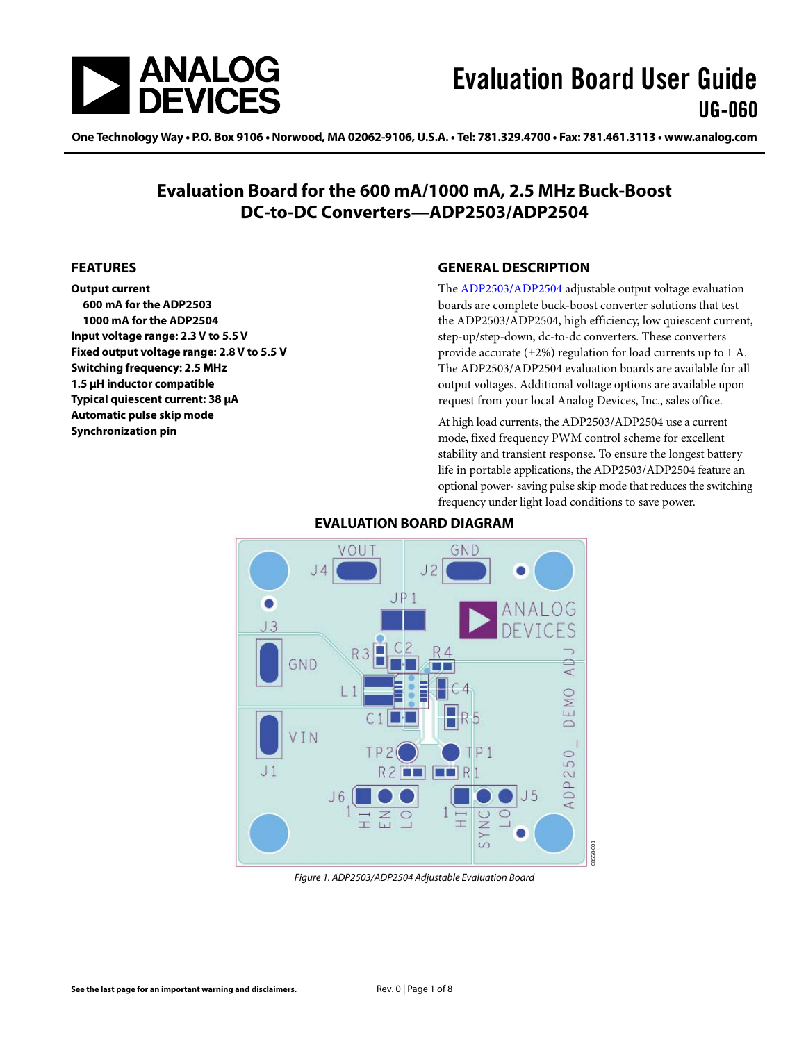# Evaluation Board User Guide

## UG-060

One Technology Way • P.O. Box 9106 • Norwood, MA 02062-9106, U.S.A. • Tel: 781.329.4700 • Fax: 781.461.3113 • www.analog.com

# Evaluation Board for the 600 mA/1000 mA, 2.5 MHz Buck-Boost DC-to-DC Converters—ADP2503/ADP2504

## FEATURES

**Output current**
- **600 mA for the ADP2503**
- **1000 mA for the ADP2504**

**Input voltage range: 2.3 V to 5.5 V**
**Fixed output voltage range: 2.8 V to 5.5 V**
**Switching frequency: 2.5 MHz**
**1.5 µH inductor compatible**
**Typical quiescent current: 38 µA**
**Automatic pulse skip mode**
**Synchronization pin**

## GENERAL DESCRIPTION

The ADP2503/ADP2504 adjustable output voltage evaluation boards are complete buck-boost converter solutions that test the ADP2503/ADP2504, high efficiency, low quiescent current, step-up/step-down, dc-to-dc converters. These converters provide accurate (±2%) regulation for load currents up to 1 A. The ADP2503/ADP2504 evaluation boards are available for all output voltages. Additional voltage options are available upon request from your local Analog Devices, Inc., sales office.

At high load currents, the ADP2503/ADP2504 use a current mode, fixed frequency PWM control scheme for excellent stability and transient response. To ensure the longest battery life in portable applications, the ADP2503/ADP2504 feature an optional power- saving pulse skip mode that reduces the switching frequency under light load conditions to save power.

## EVALUATION BOARD DIAGRAM

*Figure 1. ADP2503/ADP2504 Adjustable Evaluation Board*

See the last page for an important warning and disclaimers.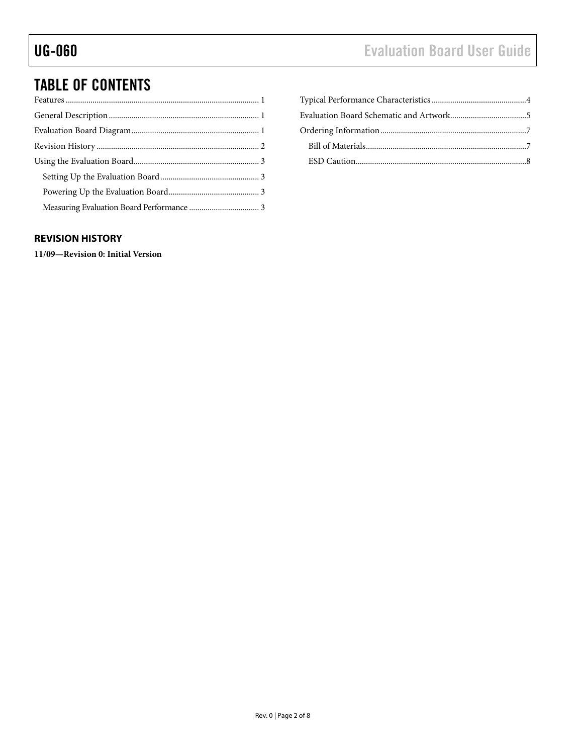## TABLE OF CONTENTS

Features ... 1
General Description ... 1
Evaluation Board Diagram ... 1
Revision History ... 2
Using the Evaluation Board ... 3
  Setting Up the Evaluation Board ... 3
  Powering Up the Evaluation Board ... 3
  Measuring Evaluation Board Performance ... 3
Typical Performance Characteristics ... 4
Evaluation Board Schematic and Artwork ... 5
Ordering Information ... 7
  Bill of Materials ... 7
  ESD Caution ... 8

### REVISION HISTORY

**11/09—Revision 0: Initial Version**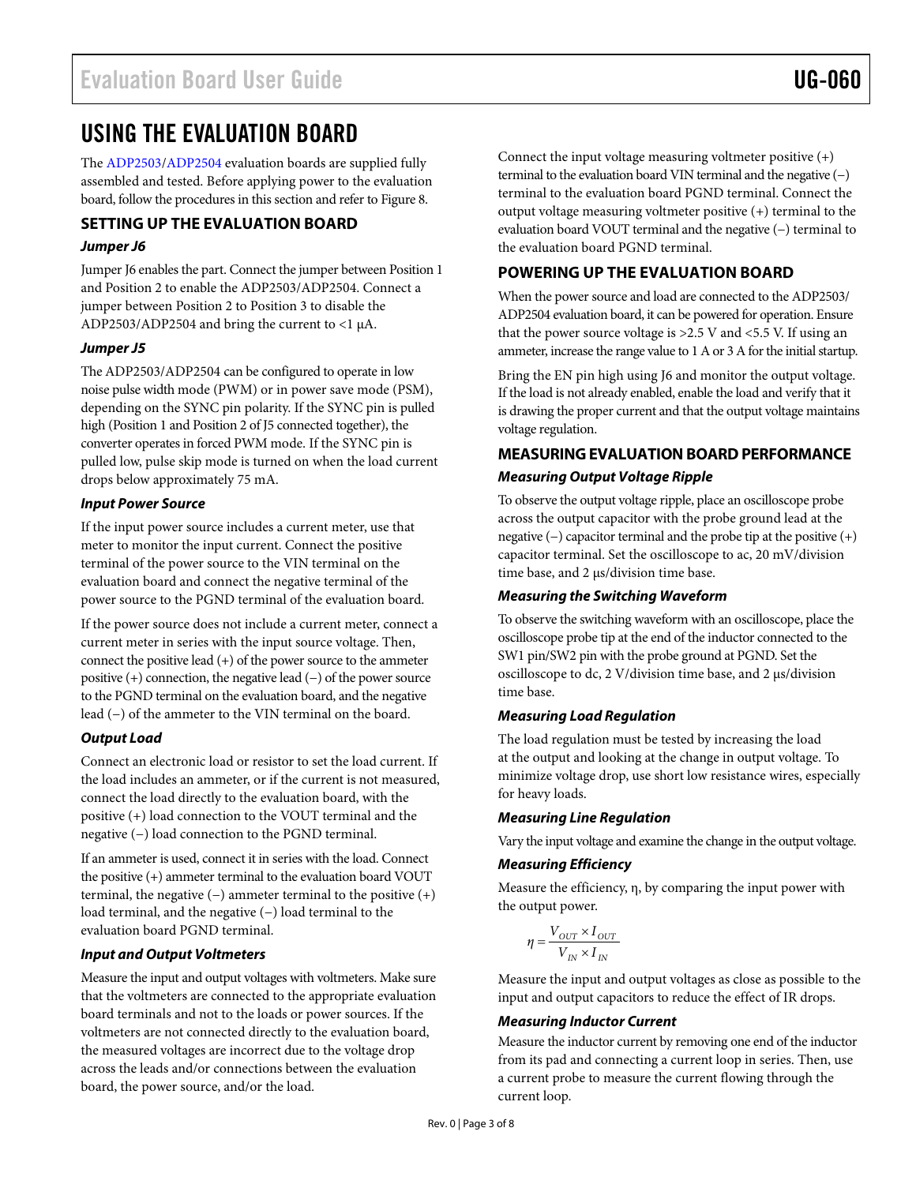# USING THE EVALUATION BOARD

The ADP2503/ADP2504 evaluation boards are supplied fully assembled and tested. Before applying power to the evaluation board, follow the procedures in this section and refer to Figure 8.

## SETTING UP THE EVALUATION BOARD

### *Jumper J6*

Jumper J6 enables the part. Connect the jumper between Position 1 and Position 2 to enable the ADP2503/ADP2504. Connect a jumper between Position 2 to Position 3 to disable the ADP2503/ADP2504 and bring the current to <1 µA.

### *Jumper J5*

The ADP2503/ADP2504 can be configured to operate in low noise pulse width mode (PWM) or in power save mode (PSM), depending on the SYNC pin polarity. If the SYNC pin is pulled high (Position 1 and Position 2 of J5 connected together), the converter operates in forced PWM mode. If the SYNC pin is pulled low, pulse skip mode is turned on when the load current drops below approximately 75 mA.

### *Input Power Source*

If the input power source includes a current meter, use that meter to monitor the input current. Connect the positive terminal of the power source to the VIN terminal on the evaluation board and connect the negative terminal of the power source to the PGND terminal of the evaluation board.

If the power source does not include a current meter, connect a current meter in series with the input source voltage. Then, connect the positive lead (+) of the power source to the ammeter positive (+) connection, the negative lead (−) of the power source to the PGND terminal on the evaluation board, and the negative lead (−) of the ammeter to the VIN terminal on the board.

### *Output Load*

Connect an electronic load or resistor to set the load current. If the load includes an ammeter, or if the current is not measured, connect the load directly to the evaluation board, with the positive (+) load connection to the VOUT terminal and the negative (−) load connection to the PGND terminal.

If an ammeter is used, connect it in series with the load. Connect the positive (+) ammeter terminal to the evaluation board VOUT terminal, the negative (−) ammeter terminal to the positive (+) load terminal, and the negative (−) load terminal to the evaluation board PGND terminal.

### *Input and Output Voltmeters*

Measure the input and output voltages with voltmeters. Make sure that the voltmeters are connected to the appropriate evaluation board terminals and not to the loads or power sources. If the voltmeters are not connected directly to the evaluation board, the measured voltages are incorrect due to the voltage drop across the leads and/or connections between the evaluation board, the power source, and/or the load.

Connect the input voltage measuring voltmeter positive (+) terminal to the evaluation board VIN terminal and the negative (−) terminal to the evaluation board PGND terminal. Connect the output voltage measuring voltmeter positive (+) terminal to the evaluation board VOUT terminal and the negative (−) terminal to the evaluation board PGND terminal.

## POWERING UP THE EVALUATION BOARD

When the power source and load are connected to the ADP2503/ADP2504 evaluation board, it can be powered for operation. Ensure that the power source voltage is >2.5 V and <5.5 V. If using an ammeter, increase the range value to 1 A or 3 A for the initial startup.

Bring the EN pin high using J6 and monitor the output voltage. If the load is not already enabled, enable the load and verify that it is drawing the proper current and that the output voltage maintains voltage regulation.

## MEASURING EVALUATION BOARD PERFORMANCE

### *Measuring Output Voltage Ripple*

To observe the output voltage ripple, place an oscilloscope probe across the output capacitor with the probe ground lead at the negative (−) capacitor terminal and the probe tip at the positive (+) capacitor terminal. Set the oscilloscope to ac, 20 mV/division time base, and 2 µs/division time base.

### *Measuring the Switching Waveform*

To observe the switching waveform with an oscilloscope, place the oscilloscope probe tip at the end of the inductor connected to the SW1 pin/SW2 pin with the probe ground at PGND. Set the oscilloscope to dc, 2 V/division time base, and 2 µs/division time base.

### *Measuring Load Regulation*

The load regulation must be tested by increasing the load at the output and looking at the change in output voltage. To minimize voltage drop, use short low resistance wires, especially for heavy loads.

### *Measuring Line Regulation*

Vary the input voltage and examine the change in the output voltage.

### *Measuring Efficiency*

Measure the efficiency, η, by comparing the input power with the output power.

$$\eta = \frac{V_{OUT} \times I_{OUT}}{V_{IN} \times I_{IN}}$$

Measure the input and output voltages as close as possible to the input and output capacitors to reduce the effect of IR drops.

### *Measuring Inductor Current*

Measure the inductor current by removing one end of the inductor from its pad and connecting a current loop in series. Then, use a current probe to measure the current flowing through the current loop.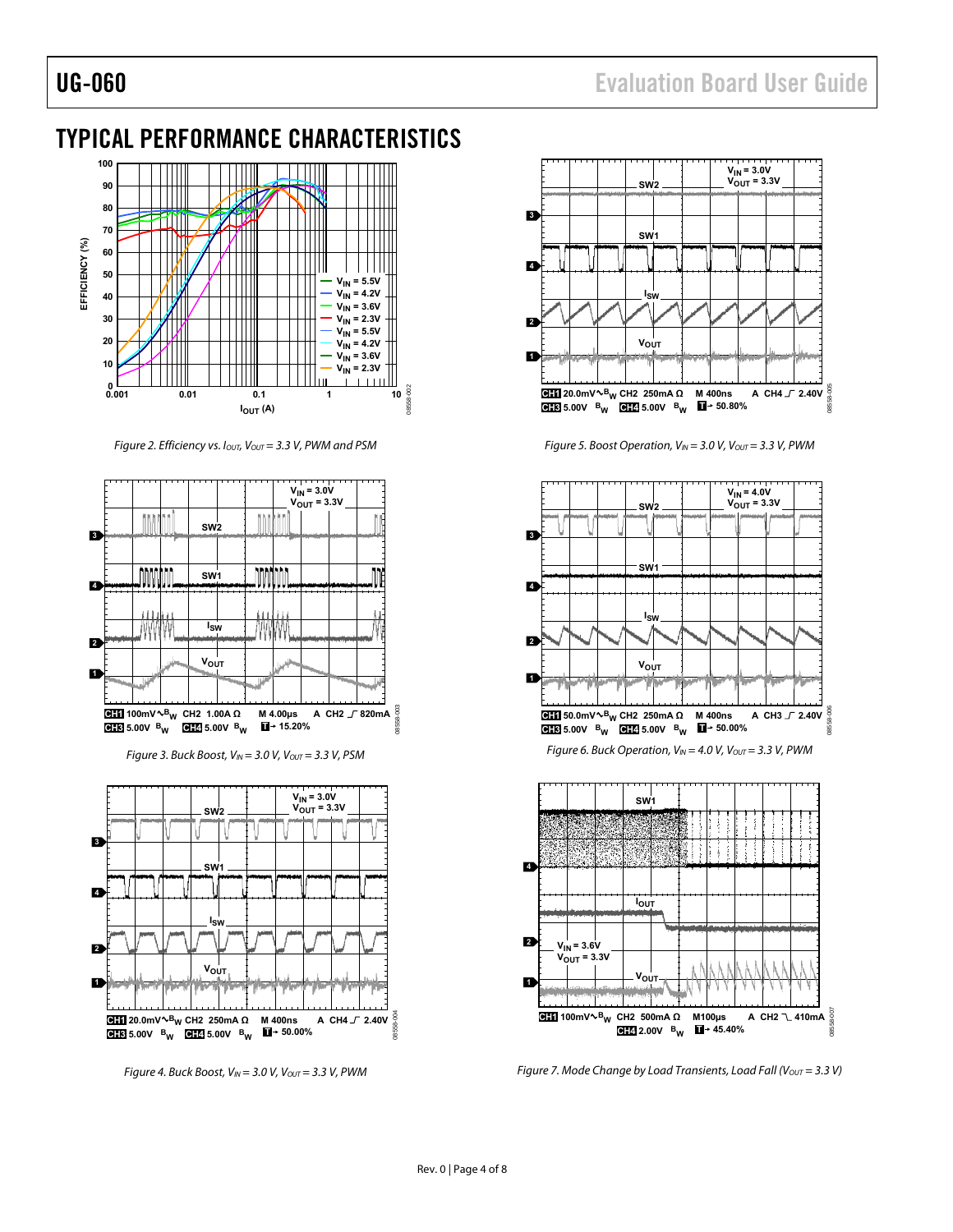## TYPICAL PERFORMANCE CHARACTERISTICS

Figure 2. Efficiency vs. $I_{OUT}$, $V_{OUT}$ = 3.3 V, PWM and PSM

Figure 3. Buck Boost, $V_{IN}$ = 3.0 V, $V_{OUT}$ = 3.3 V, PSM

Figure 4. Buck Boost, $V_{IN}$ = 3.0 V, $V_{OUT}$ = 3.3 V, PWM

Figure 5. Boost Operation, $V_{IN}$ = 3.0 V, $V_{OUT}$ = 3.3 V, PWM

Figure 6. Buck Operation, $V_{IN}$ = 4.0 V, $V_{OUT}$ = 3.3 V, PWM

Figure 7. Mode Change by Load Transients, Load Fall ($V_{OUT}$ = 3.3 V)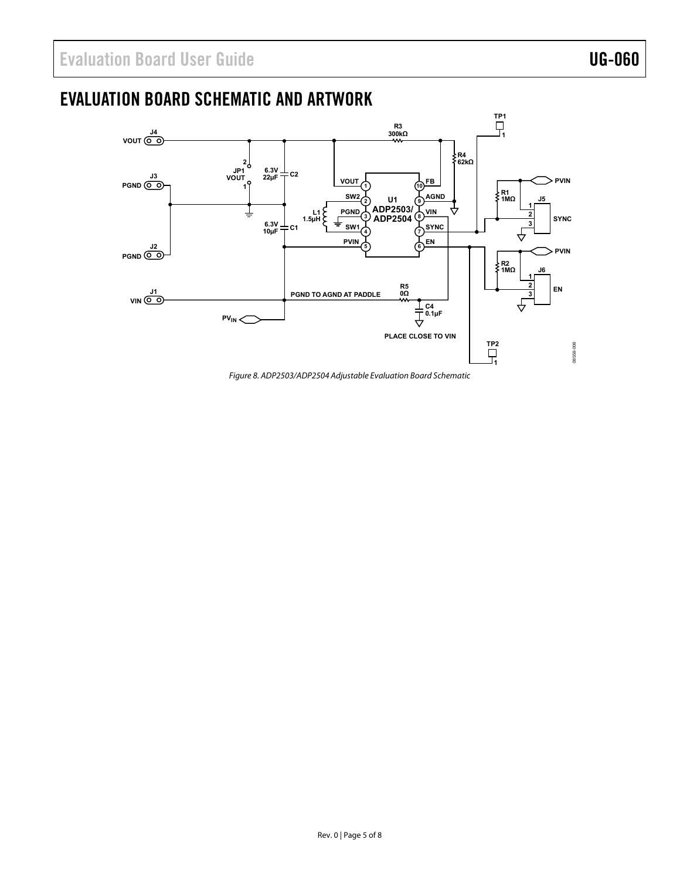# EVALUATION BOARD SCHEMATIC AND ARTWORK

*Figure 8. ADP2503/ADP2504 Adjustable Evaluation Board Schematic*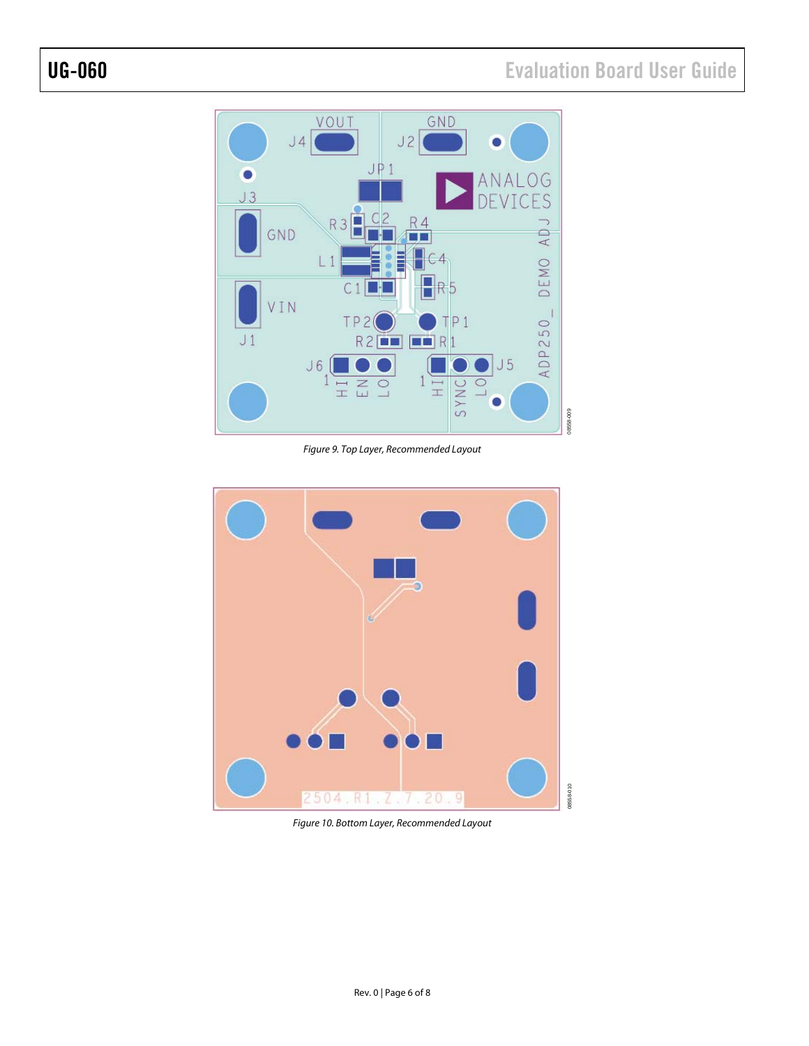Figure 9. Top Layer, Recommended Layout

Figure 10. Bottom Layer, Recommended Layout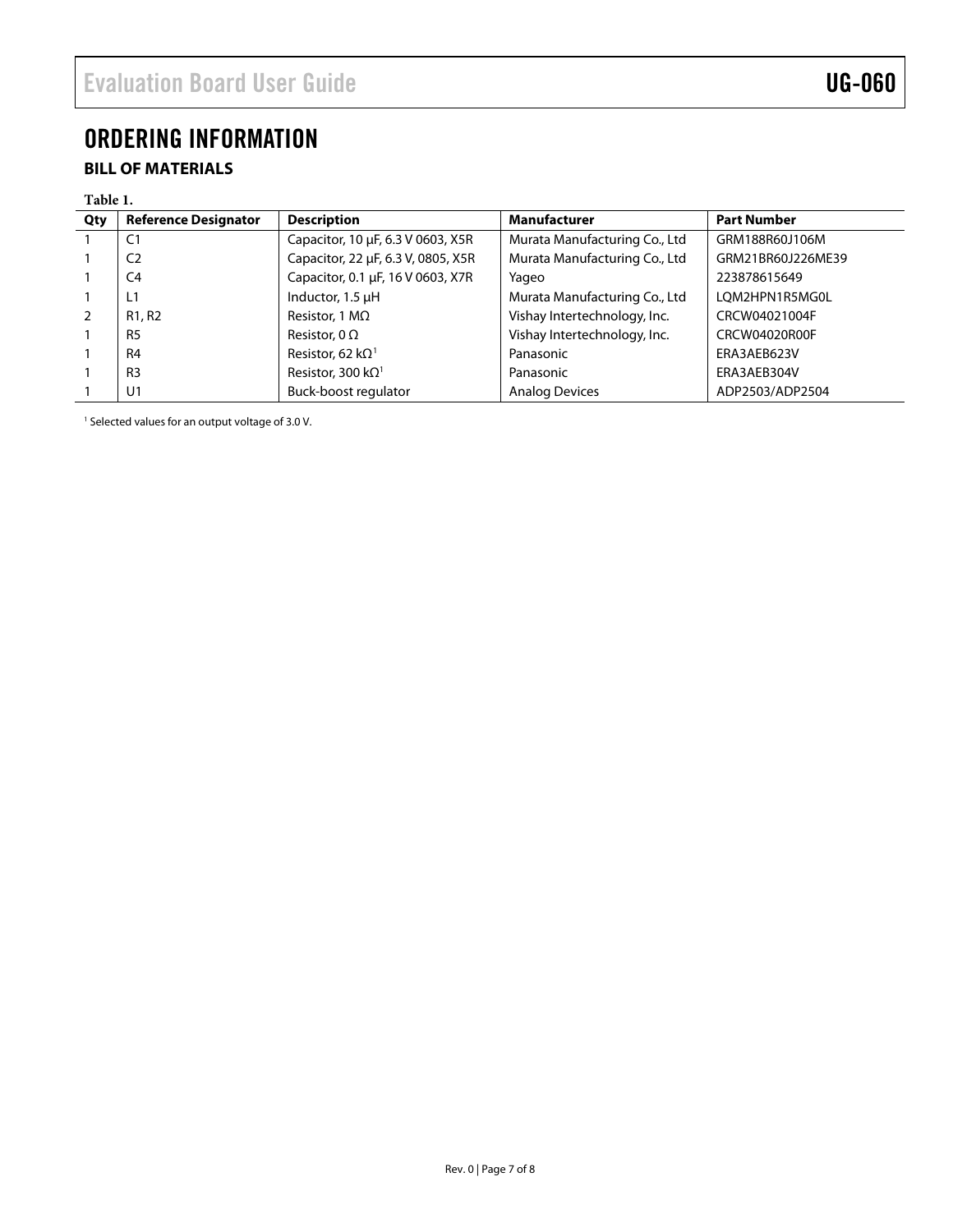# ORDERING INFORMATION

## BILL OF MATERIALS

**Table 1.**

| Qty | Reference Designator | Description | Manufacturer | Part Number |
|---|---|---|---|---|
| 1 | C1 | Capacitor, 10 µF, 6.3 V 0603, X5R | Murata Manufacturing Co., Ltd | GRM188R60J106M |
| 1 | C2 | Capacitor, 22 µF, 6.3 V, 0805, X5R | Murata Manufacturing Co., Ltd | GRM21BR60J226ME39 |
| 1 | C4 | Capacitor, 0.1 µF, 16 V 0603, X7R | Yageo | 223878615649 |
| 1 | L1 | Inductor, 1.5 µH | Murata Manufacturing Co., Ltd | LQM2HPN1R5MG0L |
| 2 | R1, R2 | Resistor, 1 MΩ | Vishay Intertechnology, Inc. | CRCW04021004F |
| 1 | R5 | Resistor, 0 Ω | Vishay Intertechnology, Inc. | CRCW04020R00F |
| 1 | R4 | Resistor, 62 kΩ[1] | Panasonic | ERA3AEB623V |
| 1 | R3 | Resistor, 300 kΩ[1] | Panasonic | ERA3AEB304V |
| 1 | U1 | Buck-boost regulator | Analog Devices | ADP2503/ADP2504 |

[1] Selected values for an output voltage of 3.0 V.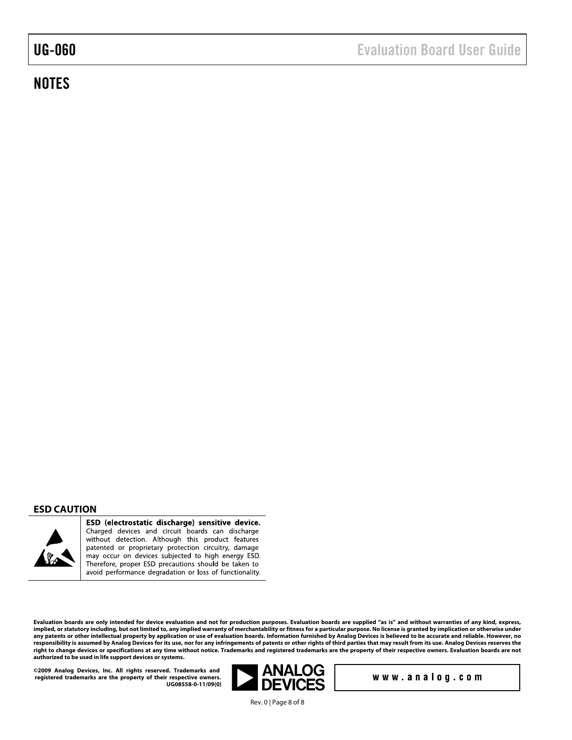## NOTES

### ESD CAUTION

**ESD (electrostatic discharge) sensitive device.** Charged devices and circuit boards can discharge without detection. Although this product features patented or proprietary protection circuitry, damage may occur on devices subjected to high energy ESD. Therefore, proper ESD precautions should be taken to avoid performance degradation or loss of functionality.

**Evaluation boards are only intended for device evaluation and not for production purposes. Evaluation boards are supplied "as is" and without warranties of any kind, express, implied, or statutory including, but not limited to, any implied warranty of merchantability or fitness for a particular purpose. No license is granted by implication or otherwise under any patents or other intellectual property by application or use of evaluation boards. Information furnished by Analog Devices is believed to be accurate and reliable. However, no responsibility is assumed by Analog Devices for its use, nor for any infringements of patents or other rights of third parties that may result from its use. Analog Devices reserves the right to change devices or specifications at any time without notice. Trademarks and registered trademarks are the property of their respective owners. Evaluation boards are not authorized to be used in life support devices or systems.**

**©2009 Analog Devices, Inc. All rights reserved. Trademarks and registered trademarks are the property of their respective owners. UG08558-0-11/09(0)**

www.analog.com